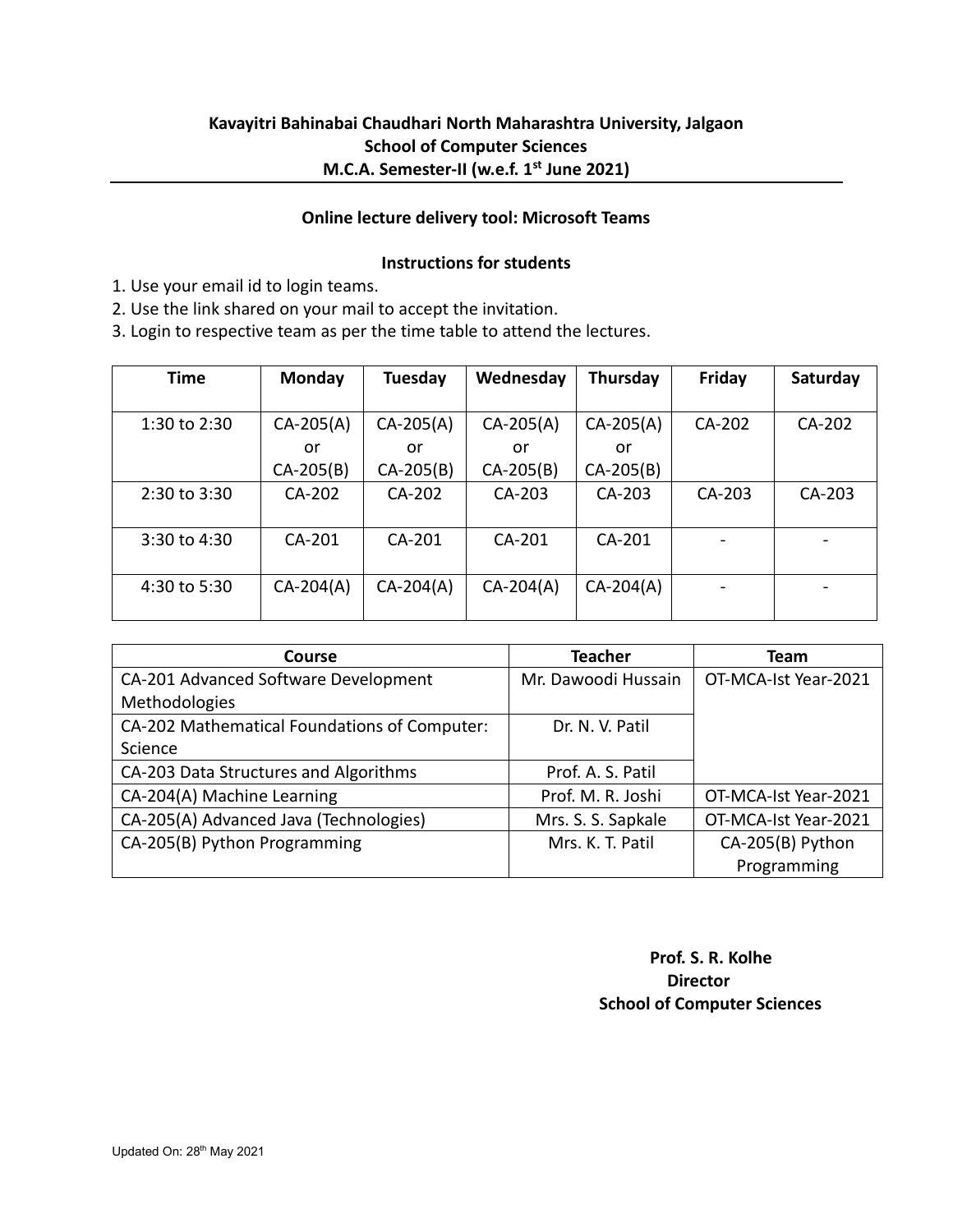**Kavayitri Bahinabai Chaudhari North Maharashtra University, Jalgaon**
**School of Computer Sciences**
**M.C.A. Semester-II (w.e.f. 1st June 2021)**

---

**Online lecture delivery tool: Microsoft Teams**

**Instructions for students**

1. Use your email id to login teams.
2. Use the link shared on your mail to accept the invitation.
3. Login to respective team as per the time table to attend the lectures.

| Time | Monday | Tuesday | Wednesday | Thursday | Friday | Saturday |
|---|---|---|---|---|---|---|
| 1:30 to 2:30 | CA-205(A) or CA-205(B) | CA-205(A) or CA-205(B) | CA-205(A) or CA-205(B) | CA-205(A) or CA-205(B) | CA-202 | CA-202 |
| 2:30 to 3:30 | CA-202 | CA-202 | CA-203 | CA-203 | CA-203 | CA-203 |
| 3:30 to 4:30 | CA-201 | CA-201 | CA-201 | CA-201 | - | - |
| 4:30 to 5:30 | CA-204(A) | CA-204(A) | CA-204(A) | CA-204(A) | - | - |

| Course | Teacher | Team |
|---|---|---|
| CA-201 Advanced Software Development Methodologies | Mr. Dawoodi Hussain | OT-MCA-Ist Year-2021 |
| CA-202 Mathematical Foundations of Computer: Science | Dr. N. V. Patil | |
| CA-203 Data Structures and Algorithms | Prof. A. S. Patil | |
| CA-204(A) Machine Learning | Prof. M. R. Joshi | OT-MCA-Ist Year-2021 |
| CA-205(A) Advanced Java (Technologies) | Mrs. S. S. Sapkale | OT-MCA-Ist Year-2021 |
| CA-205(B) Python Programming | Mrs. K. T. Patil | CA-205(B) Python Programming |

**Prof. S. R. Kolhe**
**Director**
**School of Computer Sciences**

Updated On: 28th May 2021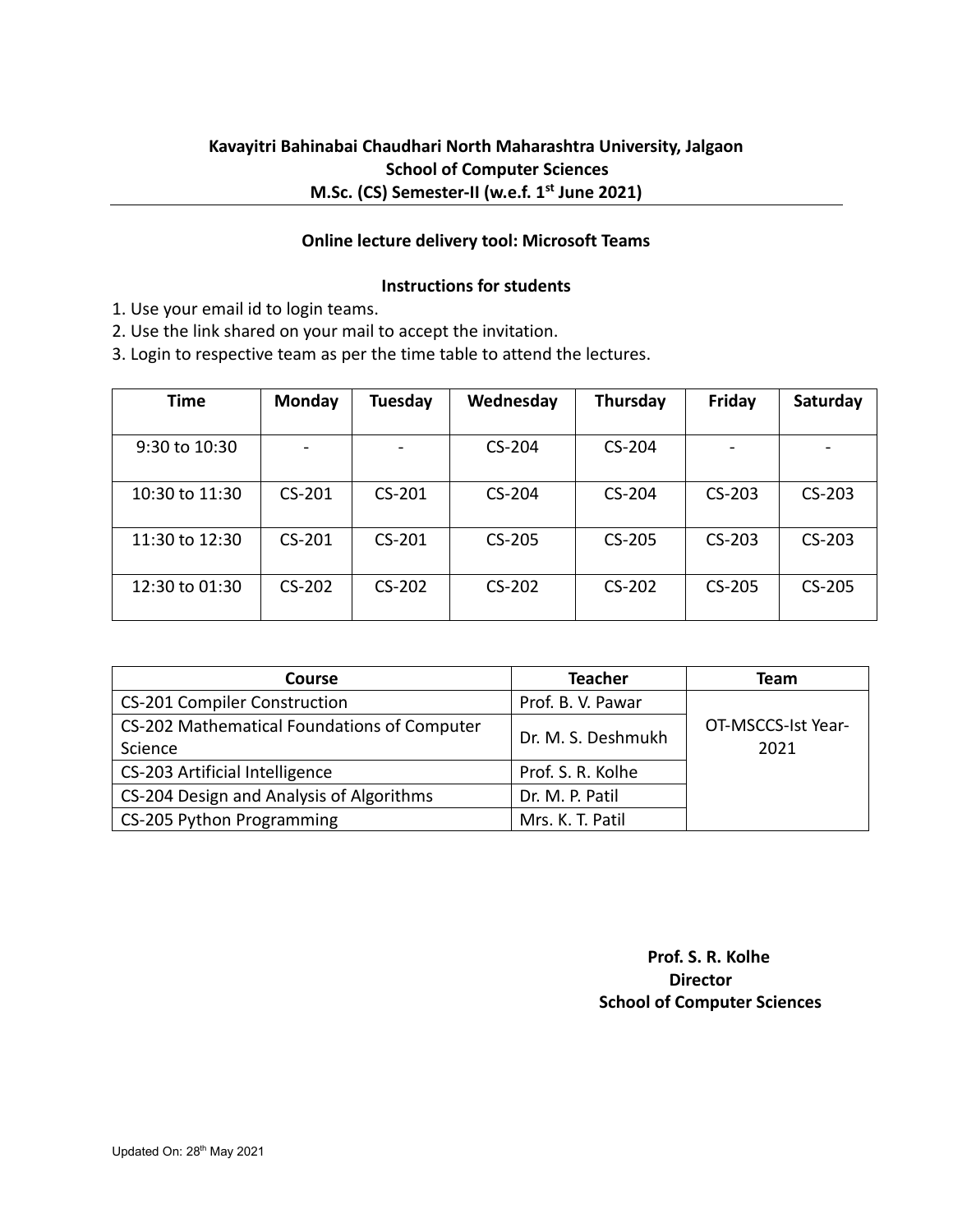**Kavayitri Bahinabai Chaudhari North Maharashtra University, Jalgaon**
**School of Computer Sciences**
**M.Sc. (CS) Semester-II (w.e.f. 1st June 2021)**

---

**Online lecture delivery tool: Microsoft Teams**

**Instructions for students**

1. Use your email id to login teams.
2. Use the link shared on your mail to accept the invitation.
3. Login to respective team as per the time table to attend the lectures.

| Time | Monday | Tuesday | Wednesday | Thursday | Friday | Saturday |
|---|---|---|---|---|---|---|
| 9:30 to 10:30 | - | - | CS-204 | CS-204 | - | - |
| 10:30 to 11:30 | CS-201 | CS-201 | CS-204 | CS-204 | CS-203 | CS-203 |
| 11:30 to 12:30 | CS-201 | CS-201 | CS-205 | CS-205 | CS-203 | CS-203 |
| 12:30 to 01:30 | CS-202 | CS-202 | CS-202 | CS-202 | CS-205 | CS-205 |

| Course | Teacher | Team |
|---|---|---|
| CS-201 Compiler Construction | Prof. B. V. Pawar | OT-MSCCS-Ist Year-2021 |
| CS-202 Mathematical Foundations of Computer Science | Dr. M. S. Deshmukh | |
| CS-203 Artificial Intelligence | Prof. S. R. Kolhe | |
| CS-204 Design and Analysis of Algorithms | Dr. M. P. Patil | |
| CS-205 Python Programming | Mrs. K. T. Patil | |

**Prof. S. R. Kolhe**
**Director**
**School of Computer Sciences**

Updated On: 28th May 2021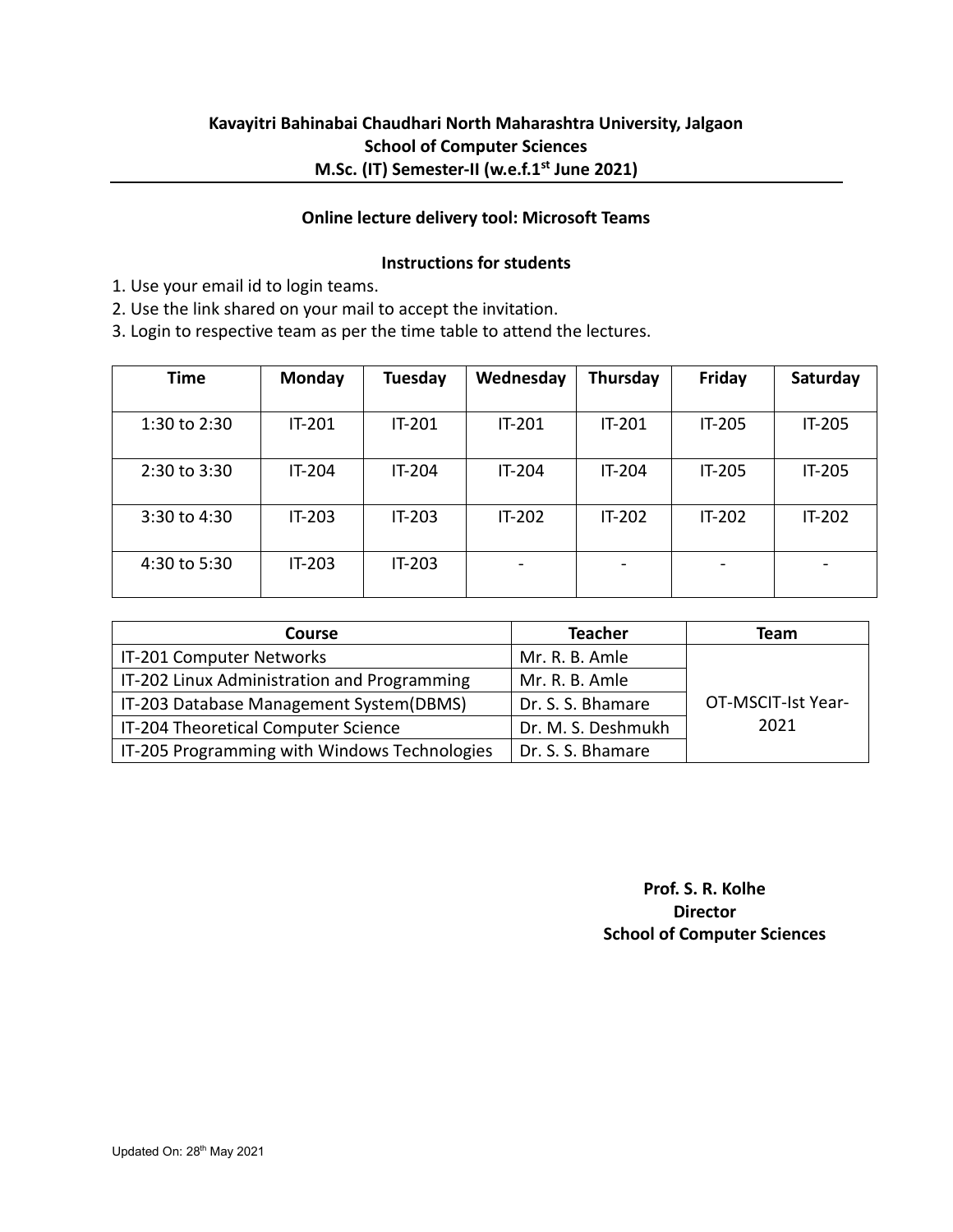**Kavayitri Bahinabai Chaudhari North Maharashtra University, Jalgaon**
**School of Computer Sciences**
**M.Sc. (IT) Semester-II (w.e.f.1st June 2021)**

---

**Online lecture delivery tool: Microsoft Teams**

**Instructions for students**

1. Use your email id to login teams.
2. Use the link shared on your mail to accept the invitation.
3. Login to respective team as per the time table to attend the lectures.

| Time | Monday | Tuesday | Wednesday | Thursday | Friday | Saturday |
|---|---|---|---|---|---|---|
| 1:30 to 2:30 | IT-201 | IT-201 | IT-201 | IT-201 | IT-205 | IT-205 |
| 2:30 to 3:30 | IT-204 | IT-204 | IT-204 | IT-204 | IT-205 | IT-205 |
| 3:30 to 4:30 | IT-203 | IT-203 | IT-202 | IT-202 | IT-202 | IT-202 |
| 4:30 to 5:30 | IT-203 | IT-203 | - | - | - | - |

| Course | Teacher | Team |
|---|---|---|
| IT-201 Computer Networks | Mr. R. B. Amle | OT-MSCIT-Ist Year-2021 |
| IT-202 Linux Administration and Programming | Mr. R. B. Amle | |
| IT-203 Database Management System(DBMS) | Dr. S. S. Bhamare | |
| IT-204 Theoretical Computer Science | Dr. M. S. Deshmukh | |
| IT-205 Programming with Windows Technologies | Dr. S. S. Bhamare | |

**Prof. S. R. Kolhe**
**Director**
**School of Computer Sciences**

Updated On: 28th May 2021